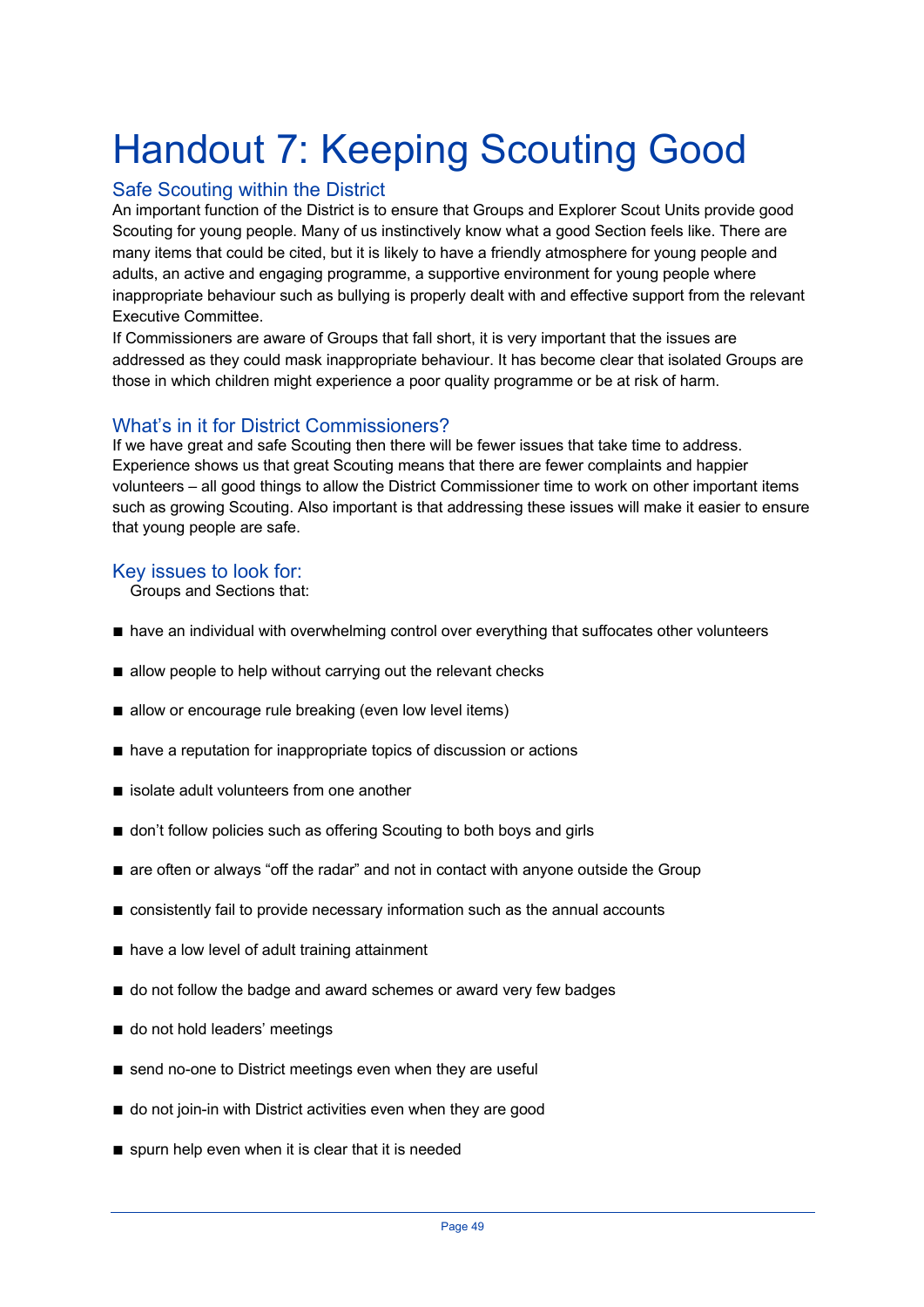# Handout 7: Keeping Scouting Good

## Safe Scouting within the District

An important function of the District is to ensure that Groups and Explorer Scout Units provide good Scouting for young people. Many of us instinctively know what a good Section feels like. There are many items that could be cited, but it is likely to have a friendly atmosphere for young people and adults, an active and engaging programme, a supportive environment for young people where inappropriate behaviour such as bullying is properly dealt with and effective support from the relevant Executive Committee.

If Commissioners are aware of Groups that fall short, it is very important that the issues are addressed as they could mask inappropriate behaviour. It has become clear that isolated Groups are those in which children might experience a poor quality programme or be at risk of harm.

## What's in it for District Commissioners?

If we have great and safe Scouting then there will be fewer issues that take time to address. Experience shows us that great Scouting means that there are fewer complaints and happier volunteers – all good things to allow the District Commissioner time to work on other important items such as growing Scouting. Also important is that addressing these issues will make it easier to ensure that young people are safe.

## Key issues to look for:

Groups and Sections that:

- have an individual with overwhelming control over everything that suffocates other volunteers
- allow people to help without carrying out the relevant checks
- allow or encourage rule breaking (even low level items)
- have a reputation for inappropriate topics of discussion or actions
- isolate adult volunteers from one another
- don't follow policies such as offering Scouting to both boys and girls
- are often or always "off the radar" and not in contact with anyone outside the Group
- consistently fail to provide necessary information such as the annual accounts
- have a low level of adult training attainment
- do not follow the badge and award schemes or award very few badges
- do not hold leaders' meetings
- send no-one to District meetings even when they are useful
- do not join-in with District activities even when they are good
- spurn help even when it is clear that it is needed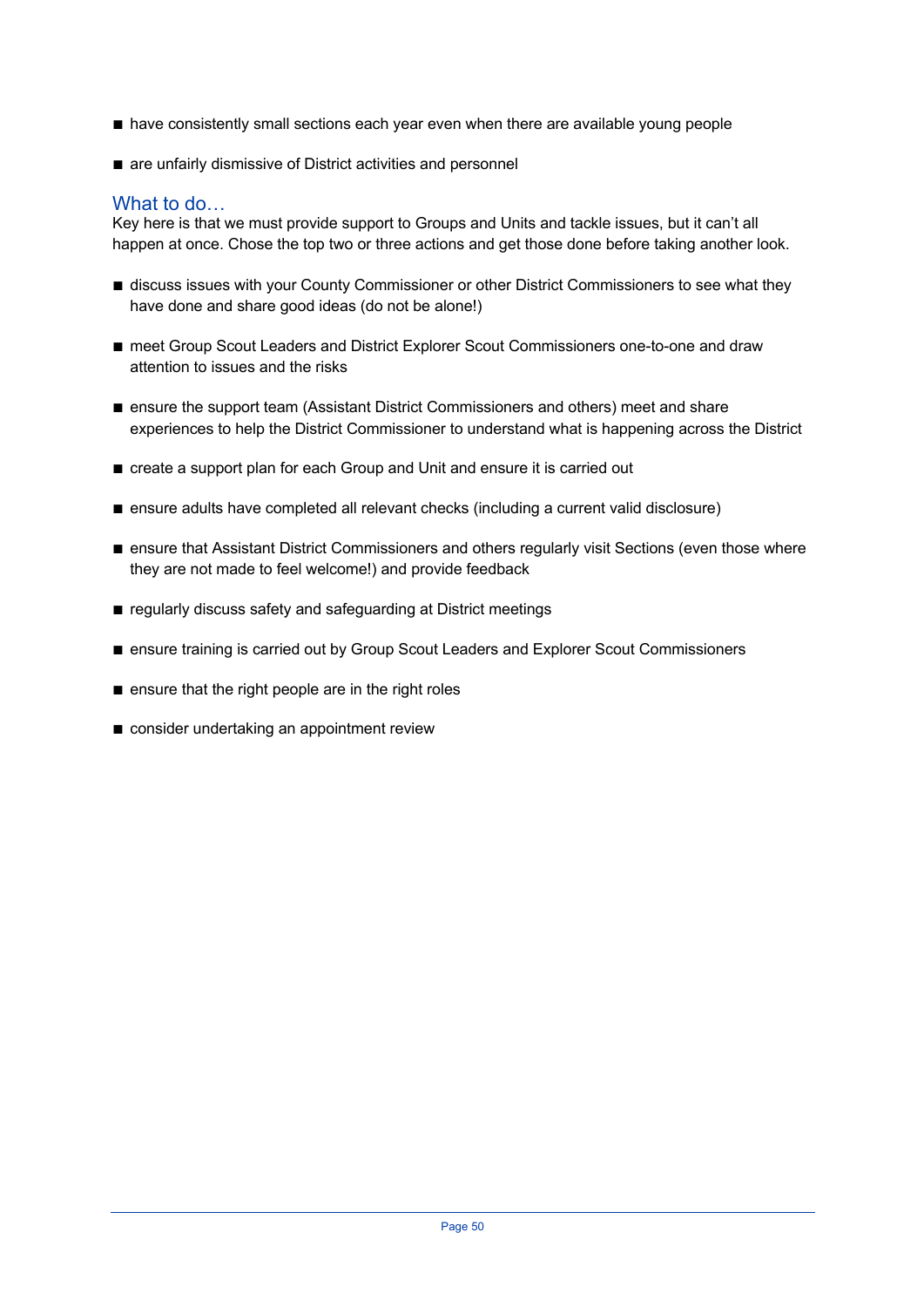- have consistently small sections each year even when there are available young people
- are unfairly dismissive of District activities and personnel

## What to do…

Key here is that we must provide support to Groups and Units and tackle issues, but it can't all happen at once. Chose the top two or three actions and get those done before taking another look.

- discuss issues with your County Commissioner or other District Commissioners to see what they have done and share good ideas (do not be alone!)
- meet Group Scout Leaders and District Explorer Scout Commissioners one-to-one and draw attention to issues and the risks
- ensure the support team (Assistant District Commissioners and others) meet and share experiences to help the District Commissioner to understand what is happening across the District
- create a support plan for each Group and Unit and ensure it is carried out
- ensure adults have completed all relevant checks (including a current valid disclosure)
- ensure that Assistant District Commissioners and others regularly visit Sections (even those where they are not made to feel welcome!) and provide feedback
- regularly discuss safety and safeguarding at District meetings
- ensure training is carried out by Group Scout Leaders and Explorer Scout Commissioners
- ensure that the right people are in the right roles
- consider undertaking an appointment review